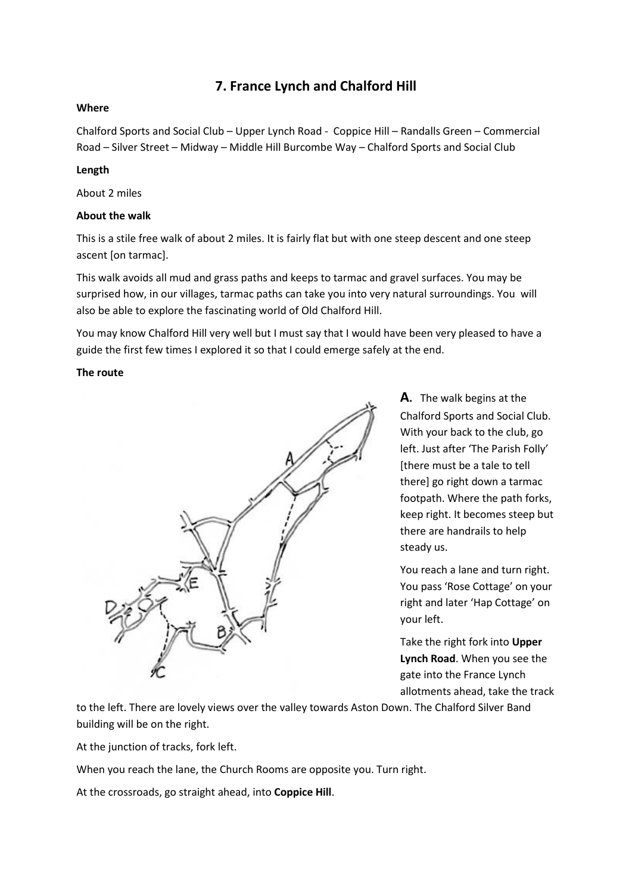# 7. France Lynch and Chalford Hill

**Where**

Chalford Sports and Social Club – Upper Lynch Road - Coppice Hill – Randalls Green – Commercial Road – Silver Street – Midway – Middle Hill Burcombe Way – Chalford Sports and Social Club

**Length**

About 2 miles

**About the walk**

This is a stile free walk of about 2 miles. It is fairly flat but with one steep descent and one steep ascent [on tarmac].

This walk avoids all mud and grass paths and keeps to tarmac and gravel surfaces. You may be surprised how, in our villages, tarmac paths can take you into very natural surroundings. You will also be able to explore the fascinating world of Old Chalford Hill.

You may know Chalford Hill very well but I must say that I would have been very pleased to have a guide the first few times I explored it so that I could emerge safely at the end.

**The route**

**A.** The walk begins at the Chalford Sports and Social Club. With your back to the club, go left. Just after 'The Parish Folly' [there must be a tale to tell there] go right down a tarmac footpath. Where the path forks, keep right. It becomes steep but there are handrails to help steady us.

You reach a lane and turn right. You pass 'Rose Cottage' on your right and later 'Hap Cottage' on your left.

Take the right fork into **Upper Lynch Road**. When you see the gate into the France Lynch allotments ahead, take the track to the left. There are lovely views over the valley towards Aston Down. The Chalford Silver Band building will be on the right.

At the junction of tracks, fork left.

When you reach the lane, the Church Rooms are opposite you. Turn right.

At the crossroads, go straight ahead, into **Coppice Hill**.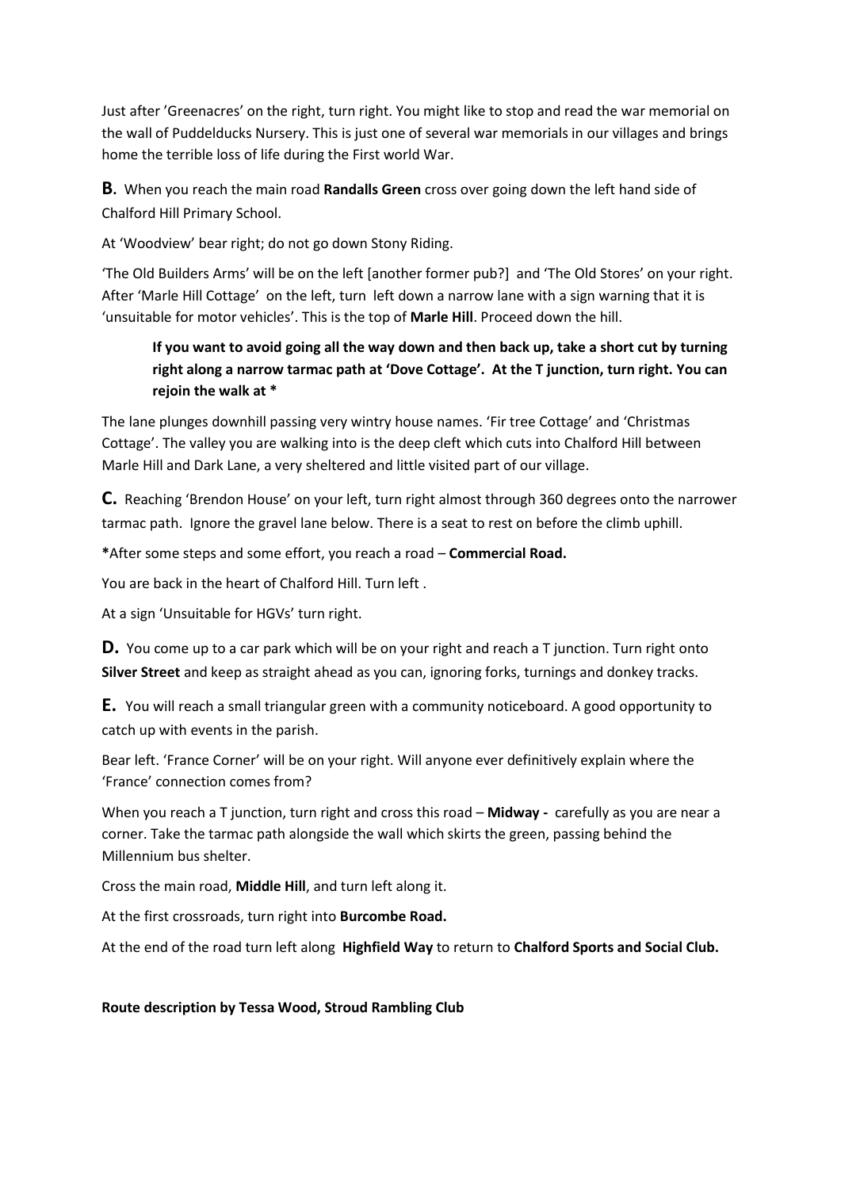Just after 'Greenacres' on the right, turn right. You might like to stop and read the war memorial on the wall of Puddelducks Nursery. This is just one of several war memorials in our villages and brings home the terrible loss of life during the First world War.

**B.** When you reach the main road **Randalls Green** cross over going down the left hand side of Chalford Hill Primary School.

At 'Woodview' bear right; do not go down Stony Riding.

'The Old Builders Arms' will be on the left [another former pub?] and 'The Old Stores' on your right. After 'Marle Hill Cottage' on the left, turn left down a narrow lane with a sign warning that it is 'unsuitable for motor vehicles'. This is the top of **Marle Hill**. Proceed down the hill.

> **If you want to avoid going all the way down and then back up, take a short cut by turning right along a narrow tarmac path at 'Dove Cottage'. At the T junction, turn right. You can rejoin the walk at ***

The lane plunges downhill passing very wintry house names. 'Fir tree Cottage' and 'Christmas Cottage'. The valley you are walking into is the deep cleft which cuts into Chalford Hill between Marle Hill and Dark Lane, a very sheltered and little visited part of our village.

**C.** Reaching 'Brendon House' on your left, turn right almost through 360 degrees onto the narrower tarmac path. Ignore the gravel lane below. There is a seat to rest on before the climb uphill.

**\***After some steps and some effort, you reach a road – **Commercial Road.**

You are back in the heart of Chalford Hill. Turn left .

At a sign 'Unsuitable for HGVs' turn right.

**D.** You come up to a car park which will be on your right and reach a T junction. Turn right onto **Silver Street** and keep as straight ahead as you can, ignoring forks, turnings and donkey tracks.

**E.** You will reach a small triangular green with a community noticeboard. A good opportunity to catch up with events in the parish.

Bear left. 'France Corner' will be on your right. Will anyone ever definitively explain where the 'France' connection comes from?

When you reach a T junction, turn right and cross this road – **Midway -** carefully as you are near a corner. Take the tarmac path alongside the wall which skirts the green, passing behind the Millennium bus shelter.

Cross the main road, **Middle Hill**, and turn left along it.

At the first crossroads, turn right into **Burcombe Road.**

At the end of the road turn left along **Highfield Way** to return to **Chalford Sports and Social Club.**

**Route description by Tessa Wood, Stroud Rambling Club**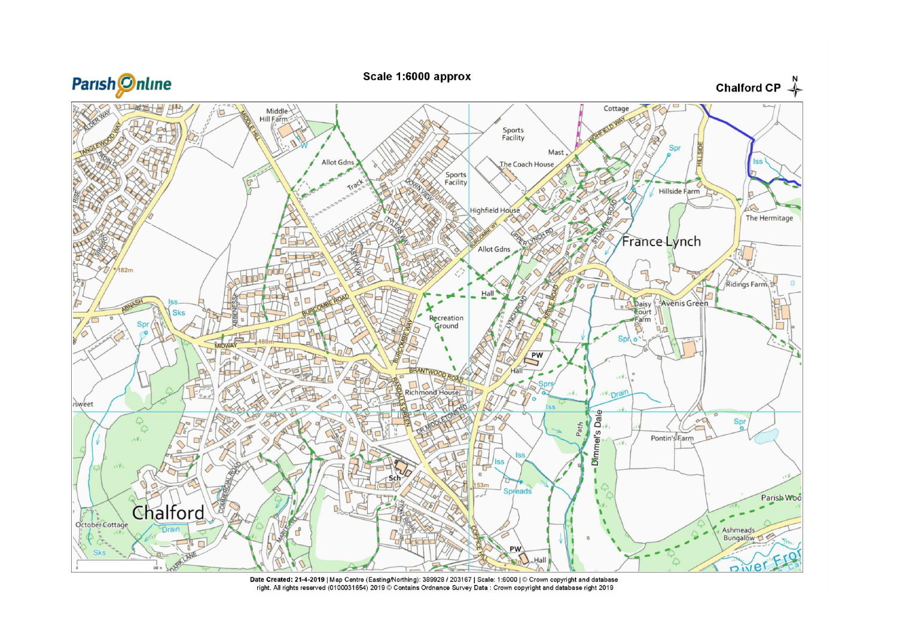Parish Online

Scale 1:6000 approx

Chalford CP

Middle Hill Farm
Allot Gdns
Track
Sports Facility
Sports Facility
Mast
Cottage
The Coach House
Highfield House
Allot Gdns
France Lynch
Hillside Farm
The Hermitage
Ridings Farm
Avenis Green
Daisy Court Farm
Hall
Recreation Ground
PW
Hall
Richmond House
Sch
Pontin's Farm
Dimmel's Dale
Path
Spreads
Chalford
October Cottage
Parish Woo
Ashmeads Bungalow
PW
Hall
River Fro

Date Created: 21-4-2019 | Map Centre (Easting/Northing): 389928 / 203167 | Scale: 1:6000 | © Crown copyright and database right. All rights reserved (0100031654) 2019 © Contains Ordnance Survey Data : Crown copyright and database right 2019